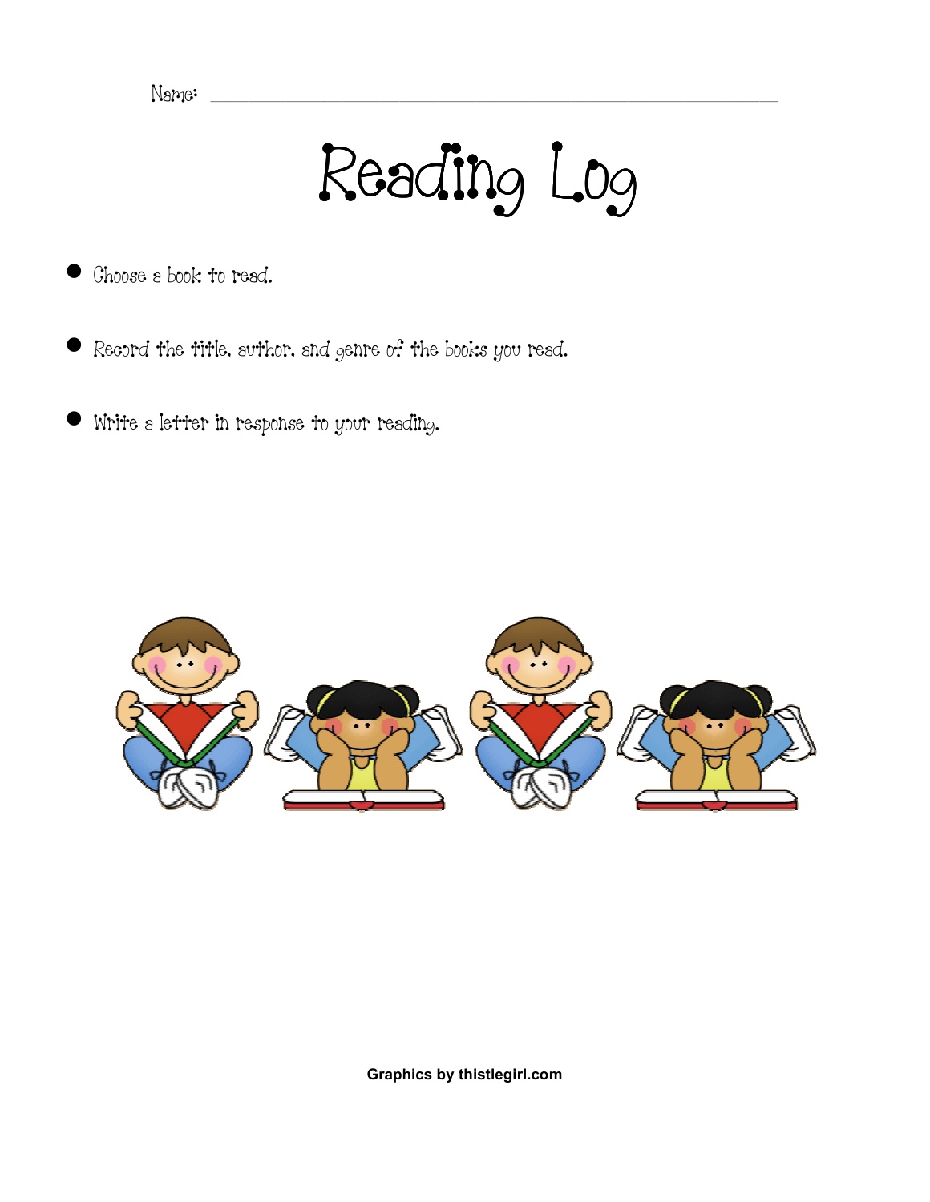Name: ______________________________________________

# Reading Log

- Choose a book to read.
- Record the title, author, and genre of the books you read.
- Write a letter in response to your reading.

**Graphics by thistlegirl.com**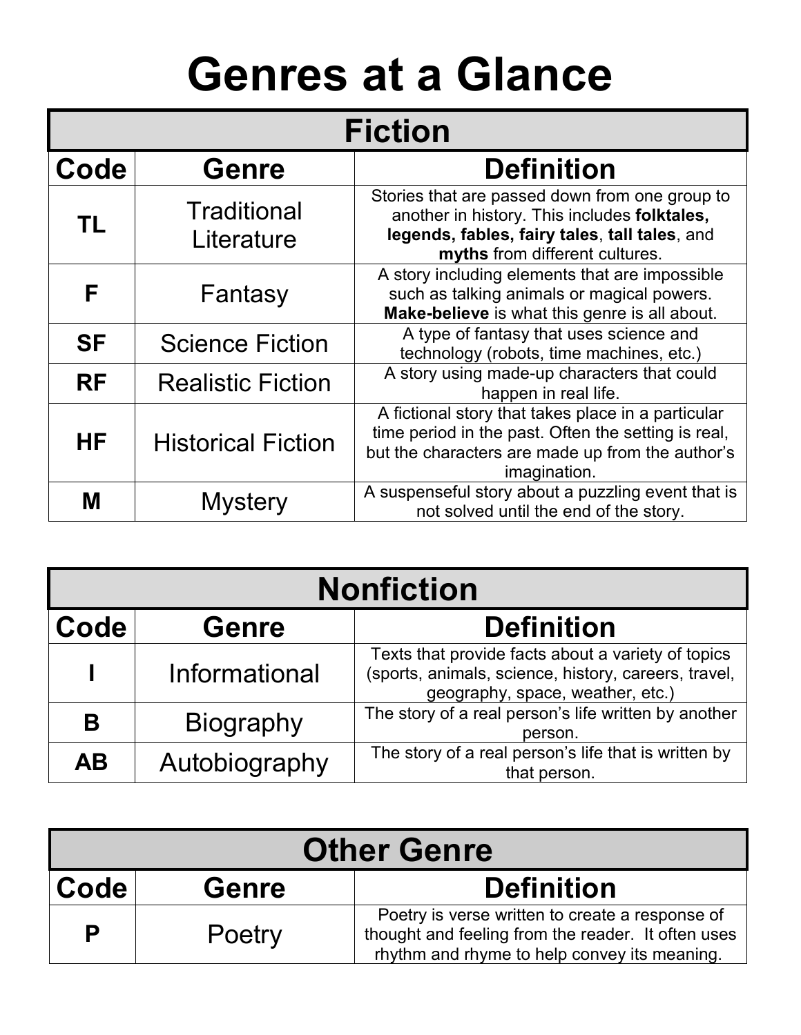# Genres at a Glance

## Fiction

| Code | Genre | Definition |
|---|---|---|
| **TL** | Traditional Literature | Stories that are passed down from one group to another in history. This includes **folktales, legends, fables, fairy tales**, **tall tales**, and **myths** from different cultures. |
| **F** | Fantasy | A story including elements that are impossible such as talking animals or magical powers. **Make-believe** is what this genre is all about. |
| **SF** | Science Fiction | A type of fantasy that uses science and technology (robots, time machines, etc.) |
| **RF** | Realistic Fiction | A story using made-up characters that could happen in real life. |
| **HF** | Historical Fiction | A fictional story that takes place in a particular time period in the past. Often the setting is real, but the characters are made up from the author's imagination. |
| **M** | Mystery | A suspenseful story about a puzzling event that is not solved until the end of the story. |

## Nonfiction

| Code | Genre | Definition |
|---|---|---|
| **I** | Informational | Texts that provide facts about a variety of topics (sports, animals, science, history, careers, travel, geography, space, weather, etc.) |
| **B** | Biography | The story of a real person's life written by another person. |
| **AB** | Autobiography | The story of a real person's life that is written by that person. |

## Other Genre

| Code | Genre | Definition |
|---|---|---|
| **P** | Poetry | Poetry is verse written to create a response of thought and feeling from the reader. It often uses rhythm and rhyme to help convey its meaning. |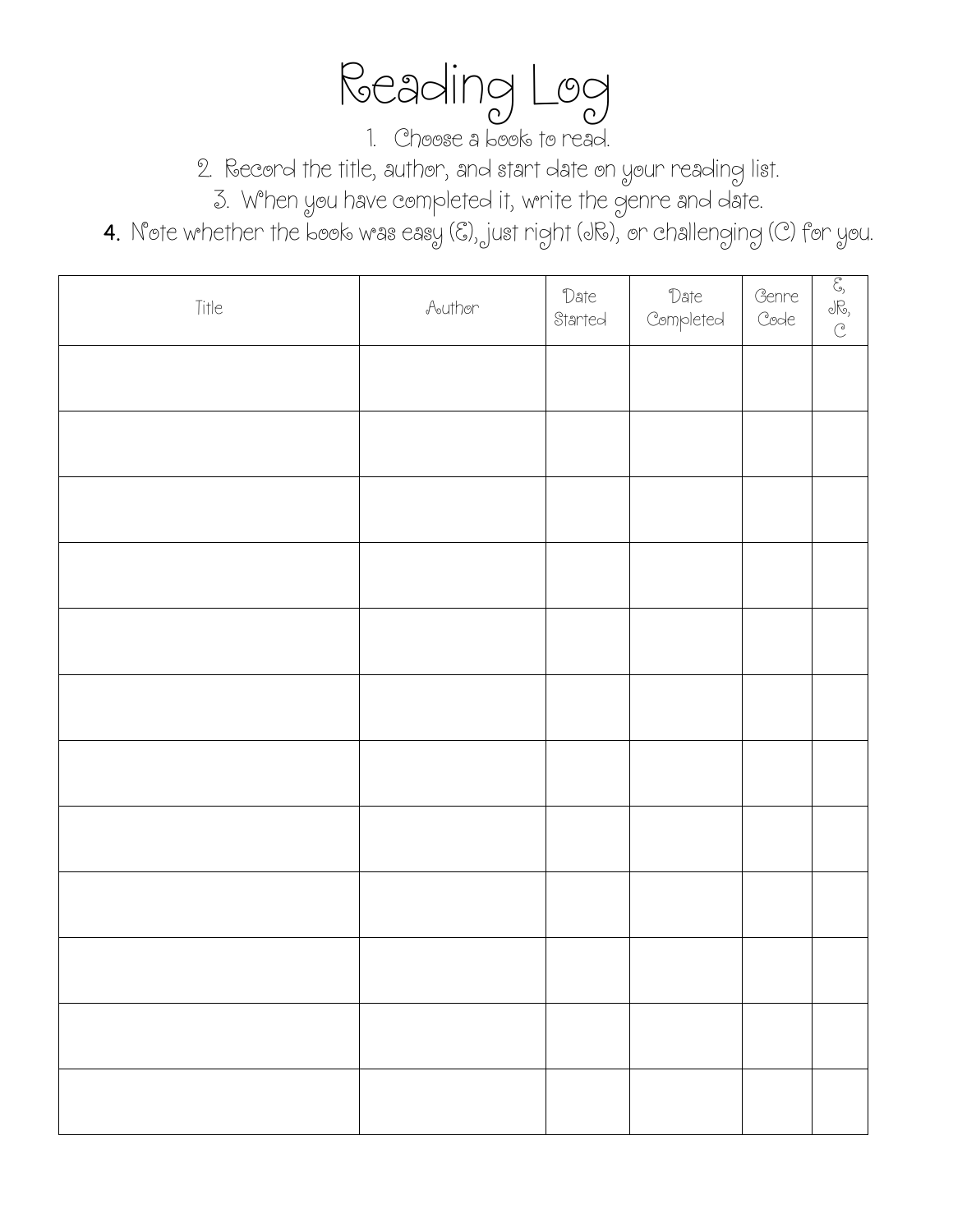# Reading Log

1. Choose a book to read.
2. Record the title, author, and start date on your reading list.
3. When you have completed it, write the genre and date.
4. Note whether the book was easy (E), just right (JR), or challenging (C) for you.

| Title | Author | Date Started | Date Completed | Genre Code | E, JR, C |
|---|---|---|---|---|---|
| | | | | | |
| | | | | | |
| | | | | | |
| | | | | | |
| | | | | | |
| | | | | | |
| | | | | | |
| | | | | | |
| | | | | | |
| | | | | | |
| | | | | | |
| | | | | | |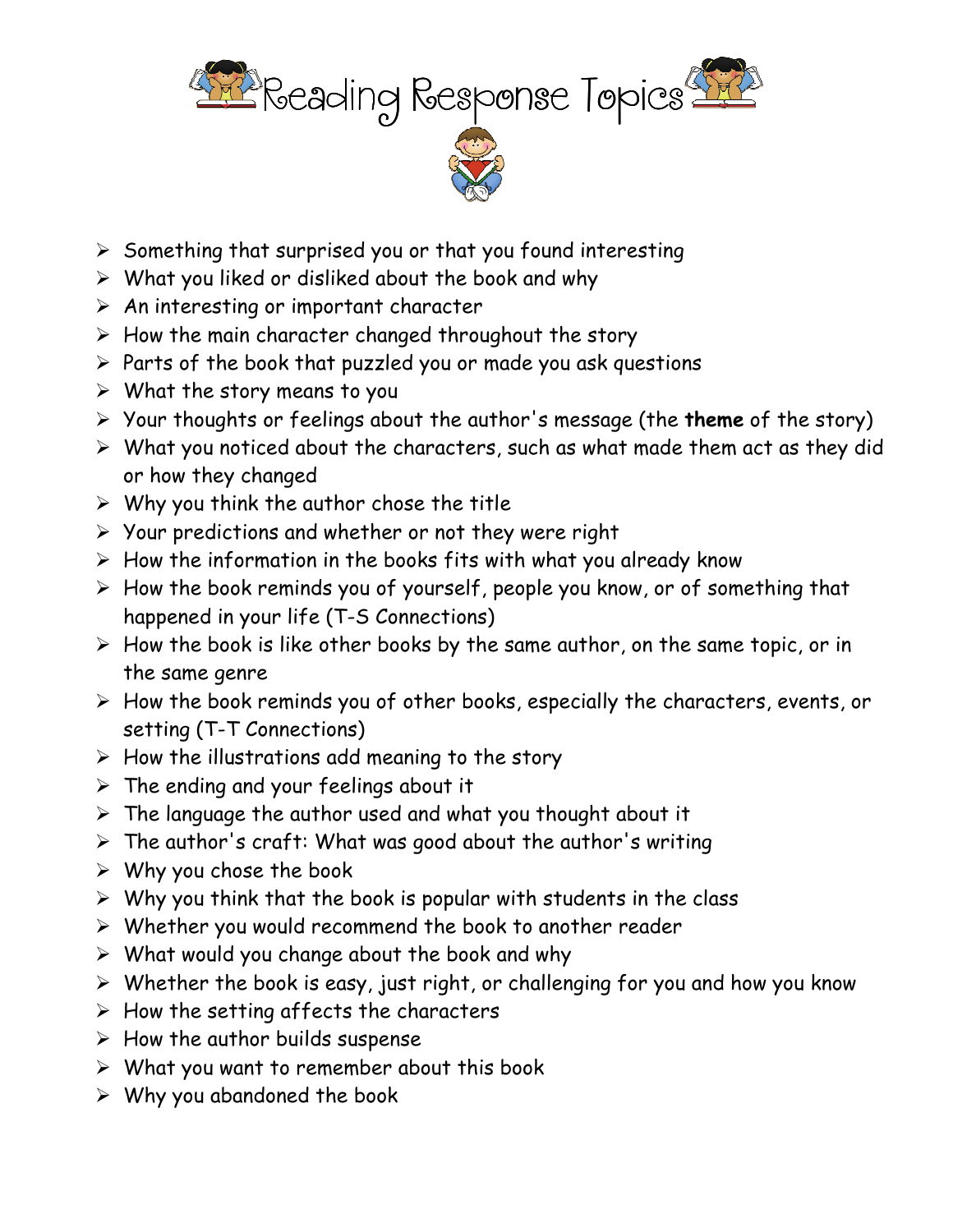# Reading Response Topics

- Something that surprised you or that you found interesting
- What you liked or disliked about the book and why
- An interesting or important character
- How the main character changed throughout the story
- Parts of the book that puzzled you or made you ask questions
- What the story means to you
- Your thoughts or feelings about the author's message (the **theme** of the story)
- What you noticed about the characters, such as what made them act as they did or how they changed
- Why you think the author chose the title
- Your predictions and whether or not they were right
- How the information in the books fits with what you already know
- How the book reminds you of yourself, people you know, or of something that happened in your life (T-S Connections)
- How the book is like other books by the same author, on the same topic, or in the same genre
- How the book reminds you of other books, especially the characters, events, or setting (T-T Connections)
- How the illustrations add meaning to the story
- The ending and your feelings about it
- The language the author used and what you thought about it
- The author's craft: What was good about the author's writing
- Why you chose the book
- Why you think that the book is popular with students in the class
- Whether you would recommend the book to another reader
- What would you change about the book and why
- Whether the book is easy, just right, or challenging for you and how you know
- How the setting affects the characters
- How the author builds suspense
- What you want to remember about this book
- Why you abandoned the book